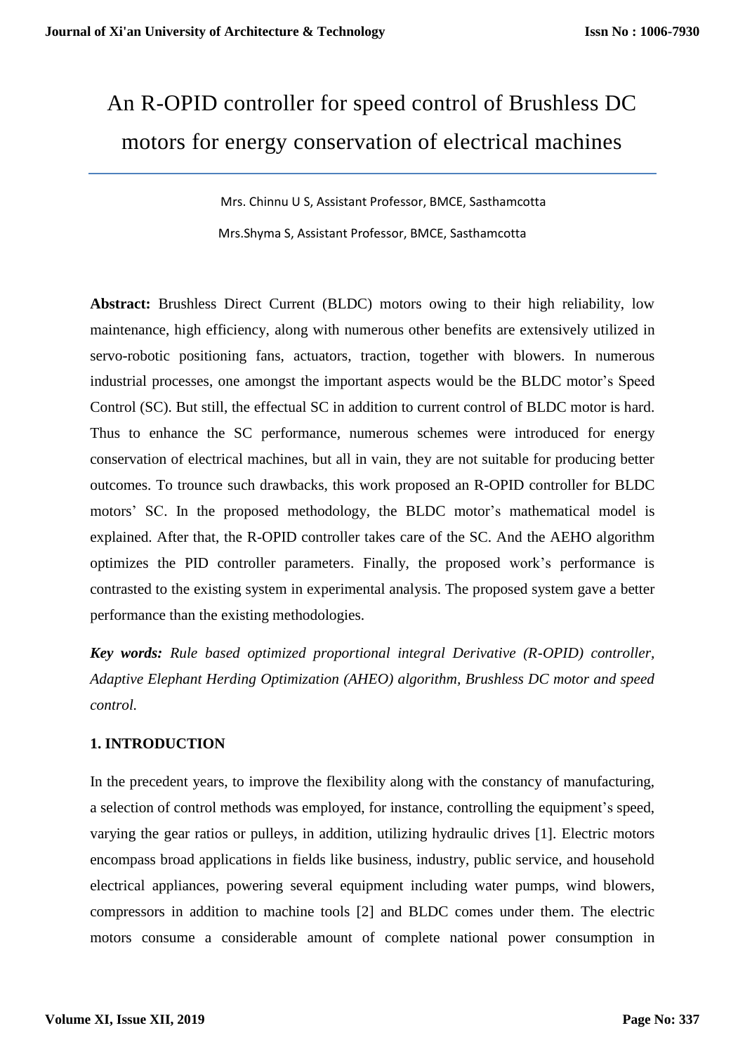# An R-OPID controller for speed control of Brushless DC motors for energy conservation of electrical machines

Mrs. Chinnu U S, Assistant Professor, BMCE, Sasthamcotta

Mrs.Shyma S, Assistant Professor, BMCE, Sasthamcotta

**Abstract:** Brushless Direct Current (BLDC) motors owing to their high reliability, low maintenance, high efficiency, along with numerous other benefits are extensively utilized in servo-robotic positioning fans, actuators, traction, together with blowers. In numerous industrial processes, one amongst the important aspects would be the BLDC motor's Speed Control (SC). But still, the effectual SC in addition to current control of BLDC motor is hard. Thus to enhance the SC performance, numerous schemes were introduced for energy conservation of electrical machines, but all in vain, they are not suitable for producing better outcomes. To trounce such drawbacks, this work proposed an R-OPID controller for BLDC motors' SC. In the proposed methodology, the BLDC motor's mathematical model is explained. After that, the R-OPID controller takes care of the SC. And the AEHO algorithm optimizes the PID controller parameters. Finally, the proposed work's performance is contrasted to the existing system in experimental analysis. The proposed system gave a better performance than the existing methodologies.

***Key words:*** *Rule based optimized proportional integral Derivative (R-OPID) controller, Adaptive Elephant Herding Optimization (AHEO) algorithm, Brushless DC motor and speed control.*

## 1. INTRODUCTION

In the precedent years, to improve the flexibility along with the constancy of manufacturing, a selection of control methods was employed, for instance, controlling the equipment's speed, varying the gear ratios or pulleys, in addition, utilizing hydraulic drives [1]. Electric motors encompass broad applications in fields like business, industry, public service, and household electrical appliances, powering several equipment including water pumps, wind blowers, compressors in addition to machine tools [2] and BLDC comes under them. The electric motors consume a considerable amount of complete national power consumption in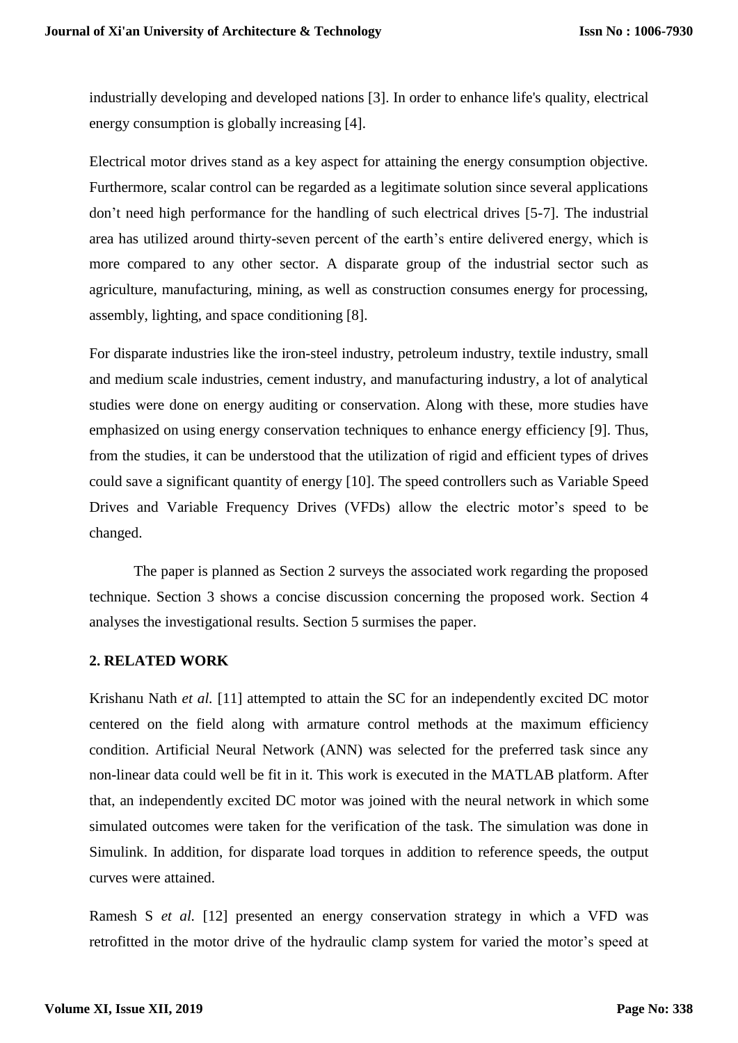industrially developing and developed nations [3]. In order to enhance life's quality, electrical energy consumption is globally increasing [4].

Electrical motor drives stand as a key aspect for attaining the energy consumption objective. Furthermore, scalar control can be regarded as a legitimate solution since several applications don't need high performance for the handling of such electrical drives [5-7]. The industrial area has utilized around thirty-seven percent of the earth's entire delivered energy, which is more compared to any other sector. A disparate group of the industrial sector such as agriculture, manufacturing, mining, as well as construction consumes energy for processing, assembly, lighting, and space conditioning [8].

For disparate industries like the iron-steel industry, petroleum industry, textile industry, small and medium scale industries, cement industry, and manufacturing industry, a lot of analytical studies were done on energy auditing or conservation. Along with these, more studies have emphasized on using energy conservation techniques to enhance energy efficiency [9]. Thus, from the studies, it can be understood that the utilization of rigid and efficient types of drives could save a significant quantity of energy [10]. The speed controllers such as Variable Speed Drives and Variable Frequency Drives (VFDs) allow the electric motor's speed to be changed.

The paper is planned as Section 2 surveys the associated work regarding the proposed technique. Section 3 shows a concise discussion concerning the proposed work. Section 4 analyses the investigational results. Section 5 surmises the paper.

## 2. RELATED WORK

Krishanu Nath *et al.* [11] attempted to attain the SC for an independently excited DC motor centered on the field along with armature control methods at the maximum efficiency condition. Artificial Neural Network (ANN) was selected for the preferred task since any non-linear data could well be fit in it. This work is executed in the MATLAB platform. After that, an independently excited DC motor was joined with the neural network in which some simulated outcomes were taken for the verification of the task. The simulation was done in Simulink. In addition, for disparate load torques in addition to reference speeds, the output curves were attained.

Ramesh S *et al.* [12] presented an energy conservation strategy in which a VFD was retrofitted in the motor drive of the hydraulic clamp system for varied the motor's speed at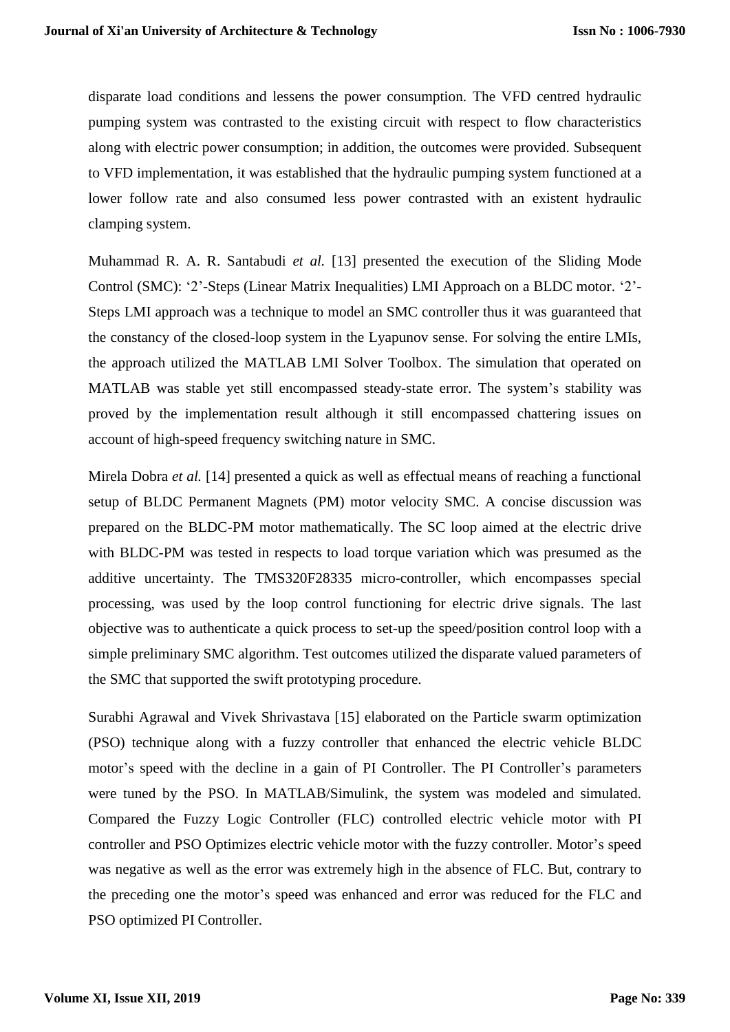disparate load conditions and lessens the power consumption. The VFD centred hydraulic pumping system was contrasted to the existing circuit with respect to flow characteristics along with electric power consumption; in addition, the outcomes were provided. Subsequent to VFD implementation, it was established that the hydraulic pumping system functioned at a lower follow rate and also consumed less power contrasted with an existent hydraulic clamping system.

Muhammad R. A. R. Santabudi *et al.* [13] presented the execution of the Sliding Mode Control (SMC): '2'-Steps (Linear Matrix Inequalities) LMI Approach on a BLDC motor. '2'-Steps LMI approach was a technique to model an SMC controller thus it was guaranteed that the constancy of the closed-loop system in the Lyapunov sense. For solving the entire LMIs, the approach utilized the MATLAB LMI Solver Toolbox. The simulation that operated on MATLAB was stable yet still encompassed steady-state error. The system's stability was proved by the implementation result although it still encompassed chattering issues on account of high-speed frequency switching nature in SMC.

Mirela Dobra *et al.* [14] presented a quick as well as effectual means of reaching a functional setup of BLDC Permanent Magnets (PM) motor velocity SMC. A concise discussion was prepared on the BLDC-PM motor mathematically. The SC loop aimed at the electric drive with BLDC-PM was tested in respects to load torque variation which was presumed as the additive uncertainty. The TMS320F28335 micro-controller, which encompasses special processing, was used by the loop control functioning for electric drive signals. The last objective was to authenticate a quick process to set-up the speed/position control loop with a simple preliminary SMC algorithm. Test outcomes utilized the disparate valued parameters of the SMC that supported the swift prototyping procedure.

Surabhi Agrawal and Vivek Shrivastava [15] elaborated on the Particle swarm optimization (PSO) technique along with a fuzzy controller that enhanced the electric vehicle BLDC motor's speed with the decline in a gain of PI Controller. The PI Controller's parameters were tuned by the PSO. In MATLAB/Simulink, the system was modeled and simulated. Compared the Fuzzy Logic Controller (FLC) controlled electric vehicle motor with PI controller and PSO Optimizes electric vehicle motor with the fuzzy controller. Motor's speed was negative as well as the error was extremely high in the absence of FLC. But, contrary to the preceding one the motor's speed was enhanced and error was reduced for the FLC and PSO optimized PI Controller.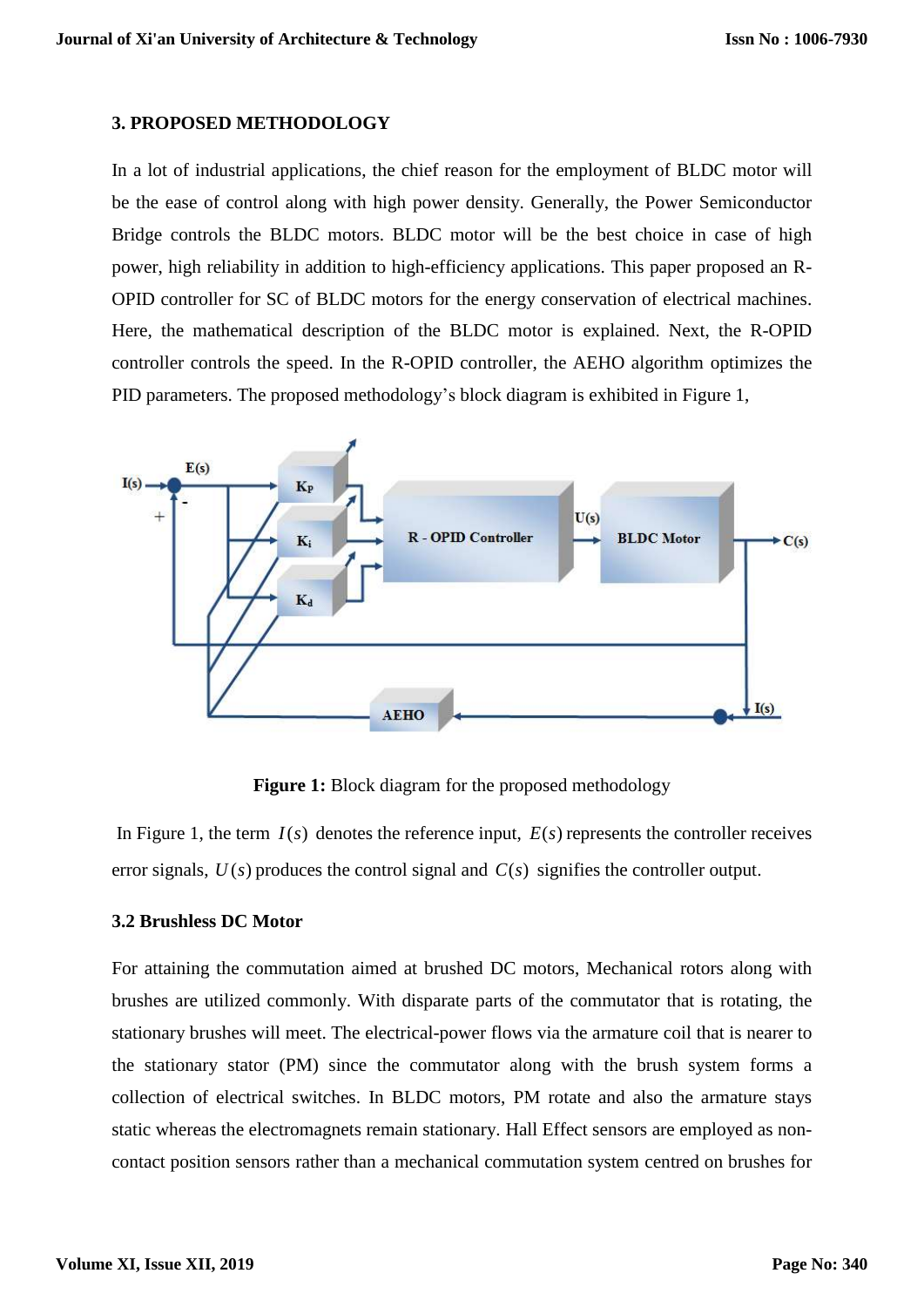## 3. PROPOSED METHODOLOGY

In a lot of industrial applications, the chief reason for the employment of BLDC motor will be the ease of control along with high power density. Generally, the Power Semiconductor Bridge controls the BLDC motors. BLDC motor will be the best choice in case of high power, high reliability in addition to high-efficiency applications. This paper proposed an R-OPID controller for SC of BLDC motors for the energy conservation of electrical machines. Here, the mathematical description of the BLDC motor is explained. Next, the R-OPID controller controls the speed. In the R-OPID controller, the AEHO algorithm optimizes the PID parameters. The proposed methodology's block diagram is exhibited in Figure 1,

**Figure 1:** Block diagram for the proposed methodology

In Figure 1, the term $I(s)$ denotes the reference input, $E(s)$ represents the controller receives error signals, $U(s)$ produces the control signal and $C(s)$ signifies the controller output.

### 3.2 Brushless DC Motor

For attaining the commutation aimed at brushed DC motors, Mechanical rotors along with brushes are utilized commonly. With disparate parts of the commutator that is rotating, the stationary brushes will meet. The electrical-power flows via the armature coil that is nearer to the stationary stator (PM) since the commutator along with the brush system forms a collection of electrical switches. In BLDC motors, PM rotate and also the armature stays static whereas the electromagnets remain stationary. Hall Effect sensors are employed as non-contact position sensors rather than a mechanical commutation system centred on brushes for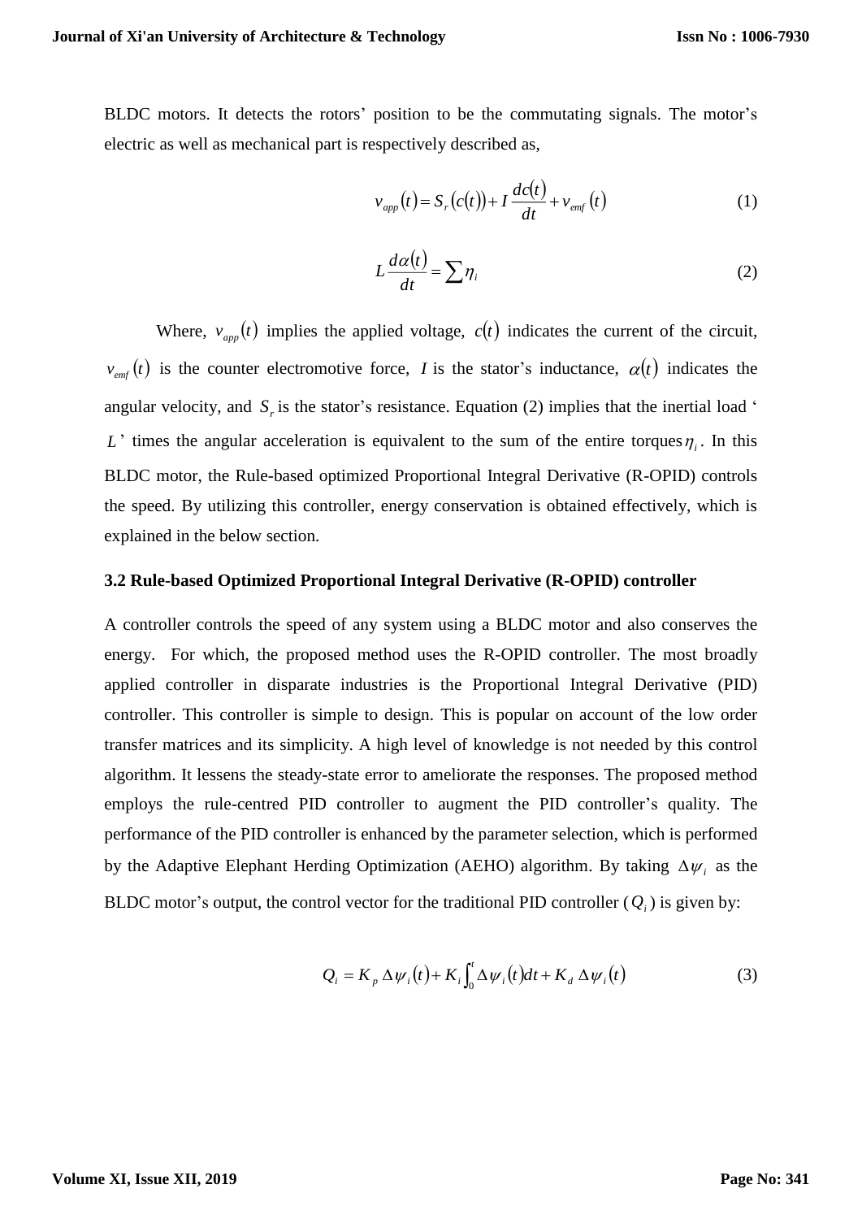BLDC motors. It detects the rotors' position to be the commutating signals. The motor's electric as well as mechanical part is respectively described as,

$$v_{app}(t) = S_r(c(t)) + I\frac{dc(t)}{dt} + v_{emf}(t) \tag{1}$$

$$L\frac{d\alpha(t)}{dt} = \sum \eta_i \tag{2}$$

Where, $v_{app}(t)$ implies the applied voltage, $c(t)$ indicates the current of the circuit, $v_{emf}(t)$ is the counter electromotive force, $I$ is the stator's inductance, $\alpha(t)$ indicates the angular velocity, and $S_r$ is the stator's resistance. Equation (2) implies that the inertial load '$L$' times the angular acceleration is equivalent to the sum of the entire torques $\eta_i$. In this BLDC motor, the Rule-based optimized Proportional Integral Derivative (R-OPID) controls the speed. By utilizing this controller, energy conservation is obtained effectively, which is explained in the below section.

### 3.2 Rule-based Optimized Proportional Integral Derivative (R-OPID) controller

A controller controls the speed of any system using a BLDC motor and also conserves the energy. For which, the proposed method uses the R-OPID controller. The most broadly applied controller in disparate industries is the Proportional Integral Derivative (PID) controller. This controller is simple to design. This is popular on account of the low order transfer matrices and its simplicity. A high level of knowledge is not needed by this control algorithm. It lessens the steady-state error to ameliorate the responses. The proposed method employs the rule-centred PID controller to augment the PID controller's quality. The performance of the PID controller is enhanced by the parameter selection, which is performed by the Adaptive Elephant Herding Optimization (AEHO) algorithm. By taking $\Delta\psi_i$ as the BLDC motor's output, the control vector for the traditional PID controller ($Q_i$) is given by:

$$Q_i = K_p\,\Delta\psi_i(t) + K_i\int_0^t \Delta\psi_i(t)dt + K_d\,\Delta\psi_i(t) \tag{3}$$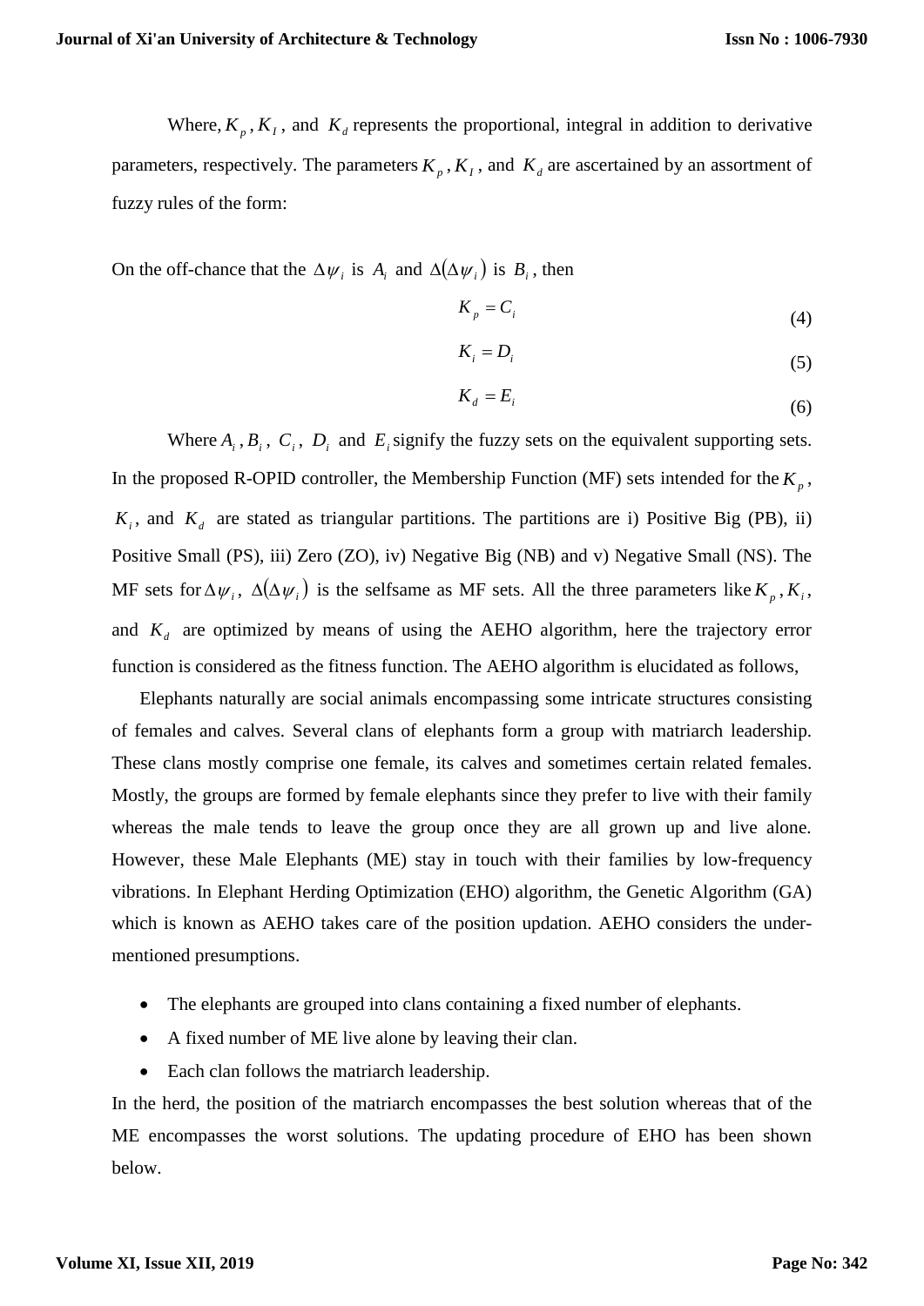Where, $K_p, K_I$, and $K_d$ represents the proportional, integral in addition to derivative parameters, respectively. The parameters $K_p, K_I$, and $K_d$ are ascertained by an assortment of fuzzy rules of the form:

On the off-chance that the $\Delta\psi_i$ is $A_i$ and $\Delta(\Delta\psi_i)$ is $B_i$, then

$$K_p = C_i \tag{4}$$

$$K_i = D_i \tag{5}$$

$$K_d = E_i \tag{6}$$

Where $A_i, B_i$, $C_i$, $D_i$ and $E_i$ signify the fuzzy sets on the equivalent supporting sets. In the proposed R-OPID controller, the Membership Function (MF) sets intended for the $K_p$, $K_i$, and $K_d$ are stated as triangular partitions. The partitions are i) Positive Big (PB), ii) Positive Small (PS), iii) Zero (ZO), iv) Negative Big (NB) and v) Negative Small (NS). The MF sets for $\Delta\psi_i$, $\Delta(\Delta\psi_i)$ is the selfsame as MF sets. All the three parameters like $K_p, K_i$, and $K_d$ are optimized by means of using the AEHO algorithm, here the trajectory error function is considered as the fitness function. The AEHO algorithm is elucidated as follows,

Elephants naturally are social animals encompassing some intricate structures consisting of females and calves. Several clans of elephants form a group with matriarch leadership. These clans mostly comprise one female, its calves and sometimes certain related females. Mostly, the groups are formed by female elephants since they prefer to live with their family whereas the male tends to leave the group once they are all grown up and live alone. However, these Male Elephants (ME) stay in touch with their families by low-frequency vibrations. In Elephant Herding Optimization (EHO) algorithm, the Genetic Algorithm (GA) which is known as AEHO takes care of the position updation. AEHO considers the under-mentioned presumptions.

- The elephants are grouped into clans containing a fixed number of elephants.
- A fixed number of ME live alone by leaving their clan.
- Each clan follows the matriarch leadership.

In the herd, the position of the matriarch encompasses the best solution whereas that of the ME encompasses the worst solutions. The updating procedure of EHO has been shown below.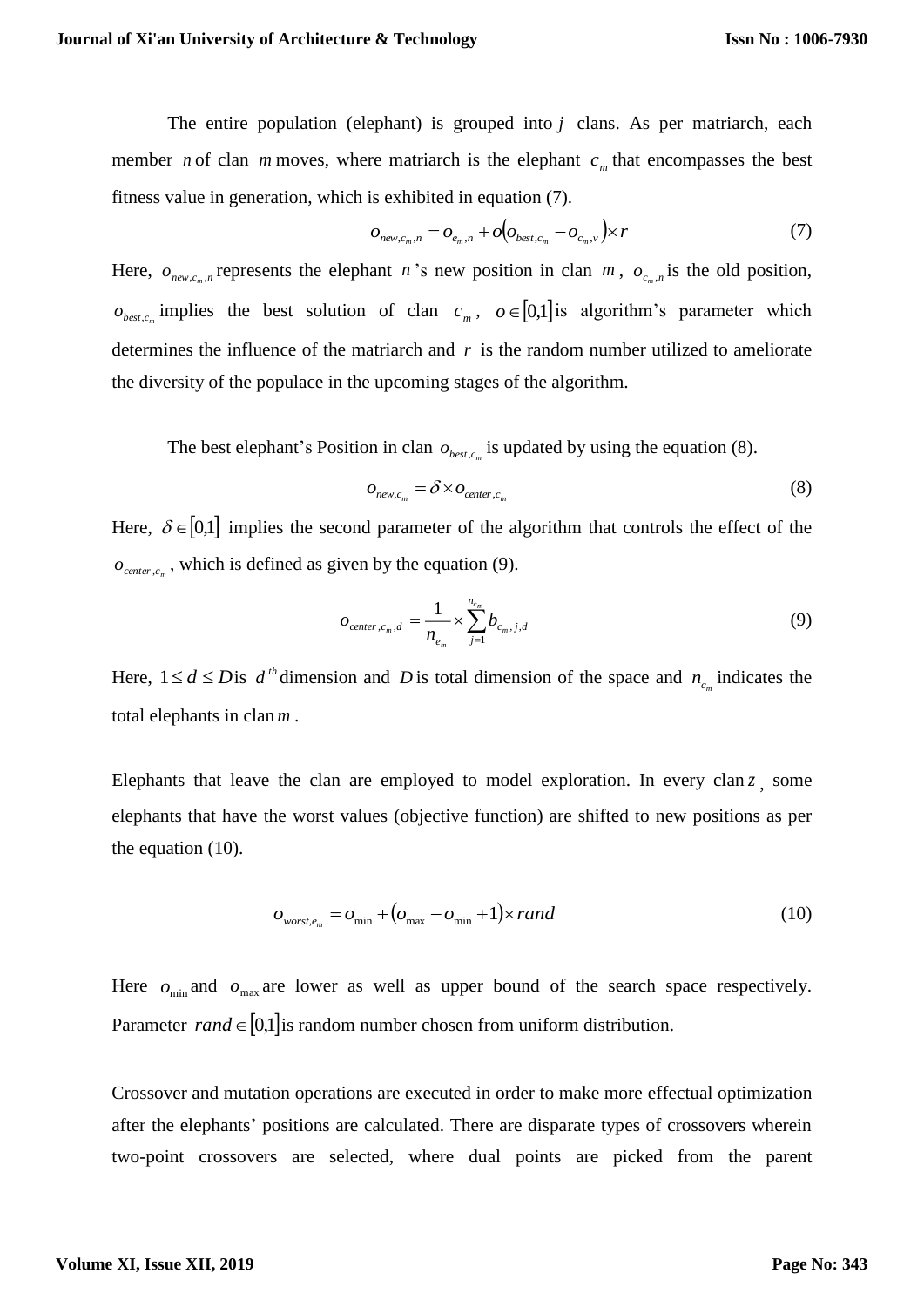The entire population (elephant) is grouped into $j$ clans. As per matriarch, each member $n$ of clan $m$ moves, where matriarch is the elephant $c_m$ that encompasses the best fitness value in generation, which is exhibited in equation (7).

$$o_{new,c_m,n} = o_{e_m,n} + o\left(o_{best,c_m} - o_{c_m,v}\right) \times r \tag{7}$$

Here, $o_{new,c_m,n}$ represents the elephant $n$'s new position in clan $m$, $o_{c_m,n}$ is the old position, $o_{best,c_m}$ implies the best solution of clan $c_m$, $o \in [0,1]$ is algorithm's parameter which determines the influence of the matriarch and $r$ is the random number utilized to ameliorate the diversity of the populace in the upcoming stages of the algorithm.

The best elephant's Position in clan $o_{best,c_m}$ is updated by using the equation (8).

$$o_{new,c_m} = \delta \times o_{center,c_m} \tag{8}$$

Here, $\delta \in [0,1]$ implies the second parameter of the algorithm that controls the effect of the $o_{center,c_m}$, which is defined as given by the equation (9).

$$o_{center,c_m,d} = \frac{1}{n_{e_m}} \times \sum_{j=1}^{n_{c_m}} b_{c_m,j,d} \tag{9}$$

Here, $1 \le d \le D$ is $d^{th}$ dimension and $D$ is total dimension of the space and $n_{c_m}$ indicates the total elephants in clan $m$.

Elephants that leave the clan are employed to model exploration. In every clan $z$, some elephants that have the worst values (objective function) are shifted to new positions as per the equation (10).

$$o_{worst,e_m} = o_{\min} + \left(o_{\max} - o_{\min} + 1\right) \times rand \tag{10}$$

Here $o_{\min}$ and $o_{\max}$ are lower as well as upper bound of the search space respectively. Parameter $rand \in [0,1]$ is random number chosen from uniform distribution.

Crossover and mutation operations are executed in order to make more effectual optimization after the elephants' positions are calculated. There are disparate types of crossovers wherein two-point crossovers are selected, where dual points are picked from the parent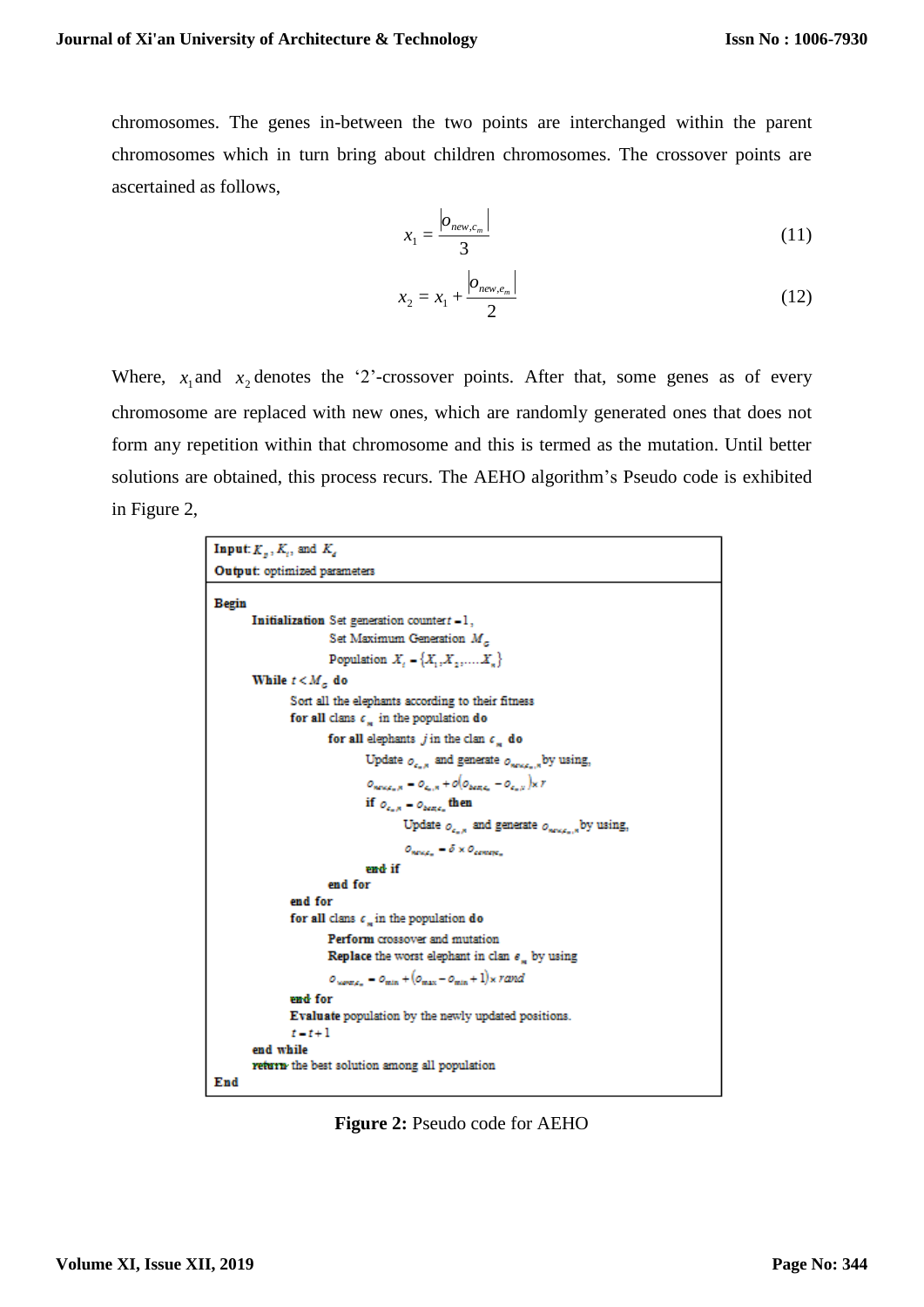chromosomes. The genes in-between the two points are interchanged within the parent chromosomes which in turn bring about children chromosomes. The crossover points are ascertained as follows,

$$x_1 = \frac{|o_{new,c_m}|}{3} \tag{11}$$

$$x_2 = x_1 + \frac{|o_{new,e_m}|}{2} \tag{12}$$

Where, $x_1$ and $x_2$ denotes the '2'-crossover points. After that, some genes as of every chromosome are replaced with new ones, which are randomly generated ones that does not form any repetition within that chromosome and this is termed as the mutation. Until better solutions are obtained, this process recurs. The AEHO algorithm's Pseudo code is exhibited in Figure 2,

```
Input: K_p, K_i, and K_d
Output: optimized parameters

Begin
    Initialization  Set generation counter t = 1,
                    Set Maximum Generation M_G
                    Population X_i = {X_1, X_2, ...., X_n}
    While t < M_G do
        Sort all the elephants according to their fitness
        for all clans c_m in the population do
            for all elephants j in the clan c_m do
                Update o_{c_m,n} and generate o_{new,c_m,n} by using,
                o_{new,c_m,n} = o_{c_m,n} + α(o_{best,c_m} − o_{c_m,n}) × r
                if o_{c_m,n} = o_{best,c_m} then
                    Update o_{c_m,n} and generate o_{new,c_m,n} by using,
                    o_{new,c_m} = δ × o_{center,c_m}
                end if
            end for
        end for
        for all clans c_m in the population do
            Perform crossover and mutation
            Replace the worst elephant in clan e_m by using
            o_{worst,c_m} = o_min + (o_max − o_min + 1) × rand
        end for
        Evaluate population by the newly updated positions.
        t = t + 1
    end while
    return the best solution among all population
End
```

**Figure 2:** Pseudo code for AEHO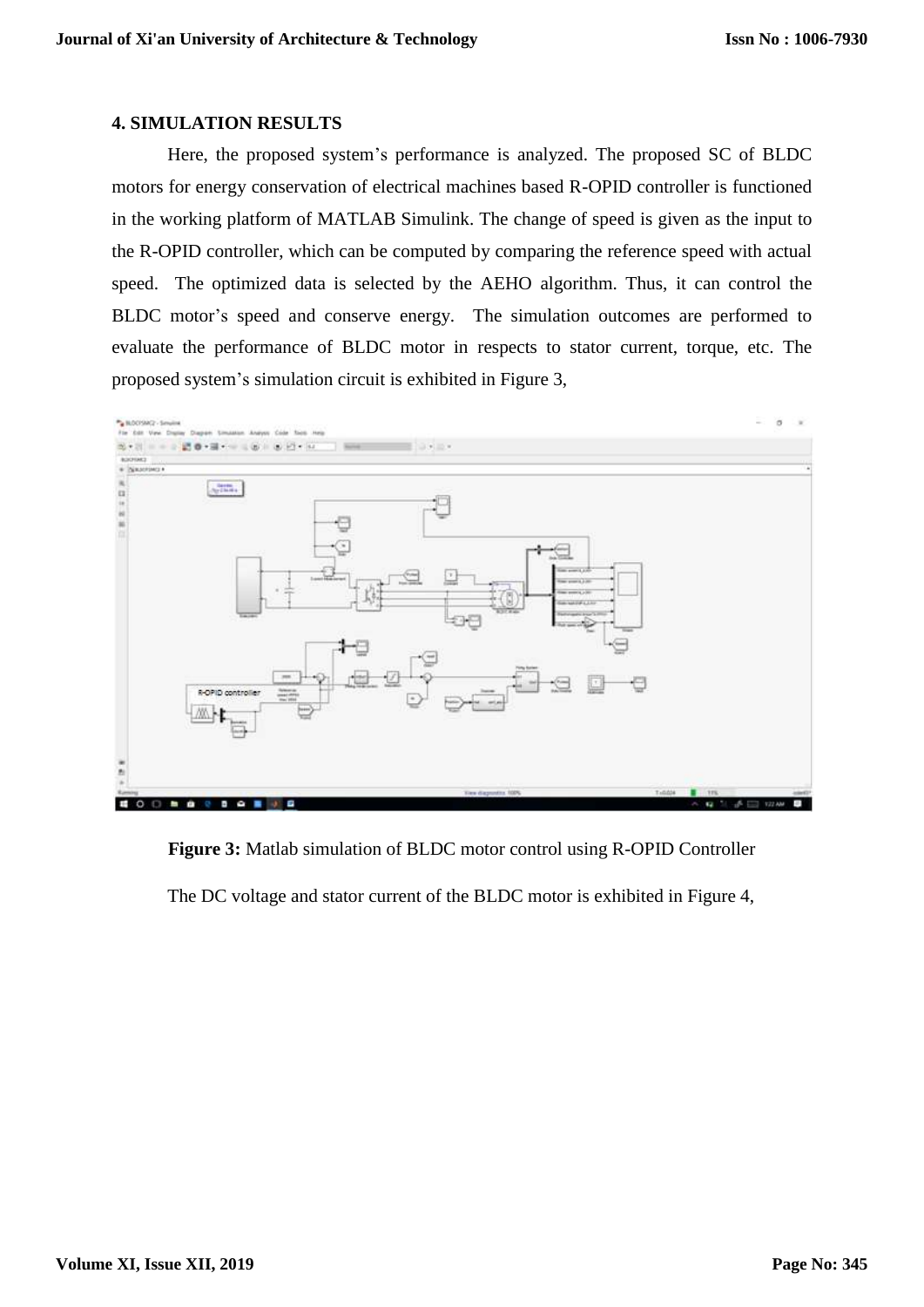## 4. SIMULATION RESULTS

Here, the proposed system's performance is analyzed. The proposed SC of BLDC motors for energy conservation of electrical machines based R-OPID controller is functioned in the working platform of MATLAB Simulink. The change of speed is given as the input to the R-OPID controller, which can be computed by comparing the reference speed with actual speed. The optimized data is selected by the AEHO algorithm. Thus, it can control the BLDC motor's speed and conserve energy. The simulation outcomes are performed to evaluate the performance of BLDC motor in respects to stator current, torque, etc. The proposed system's simulation circuit is exhibited in Figure 3,

**Figure 3:** Matlab simulation of BLDC motor control using R-OPID Controller

The DC voltage and stator current of the BLDC motor is exhibited in Figure 4,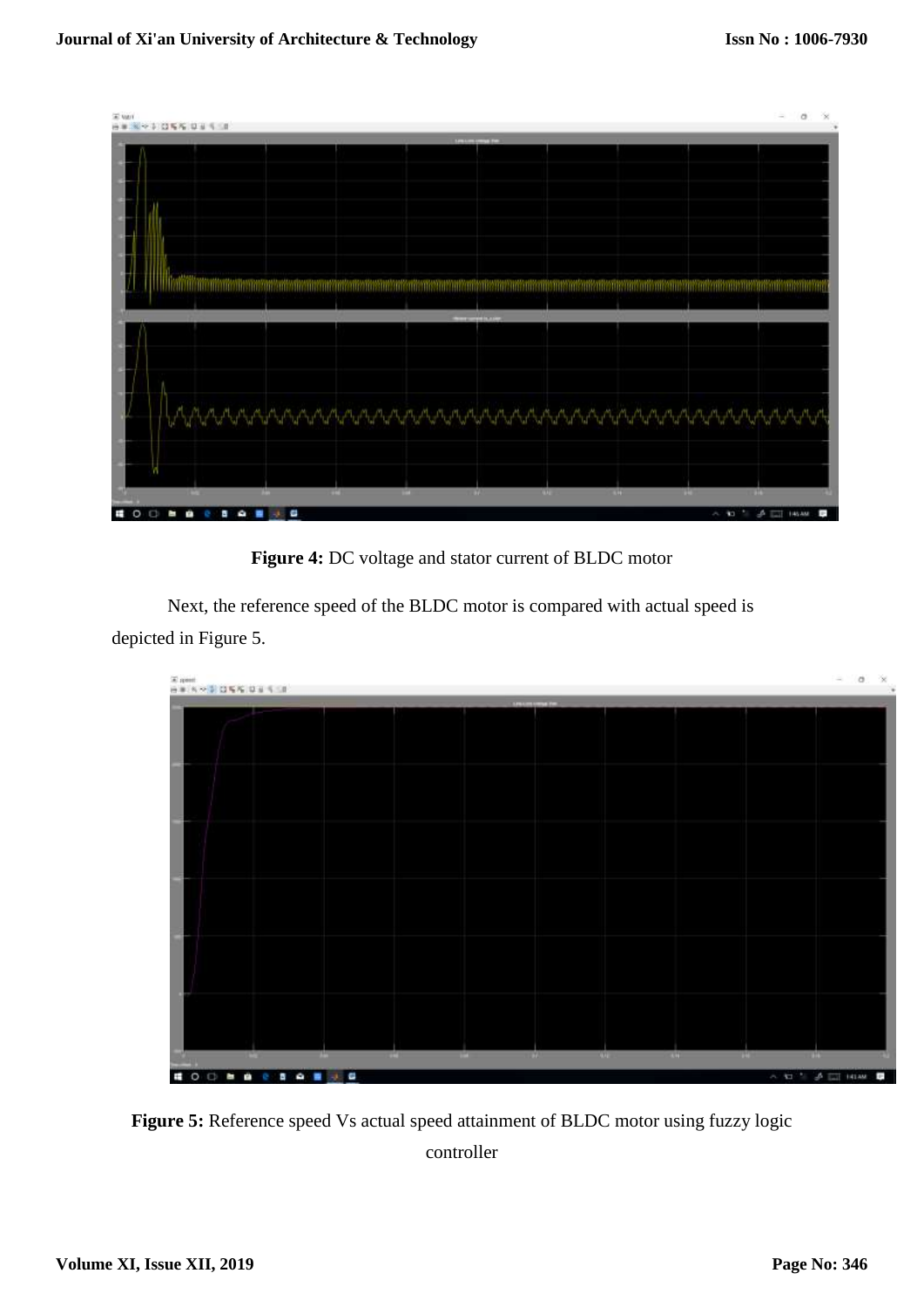Figure 4: DC voltage and stator current of BLDC motor

Next, the reference speed of the BLDC motor is compared with actual speed is depicted in Figure 5.

Figure 5: Reference speed Vs actual speed attainment of BLDC motor using fuzzy logic controller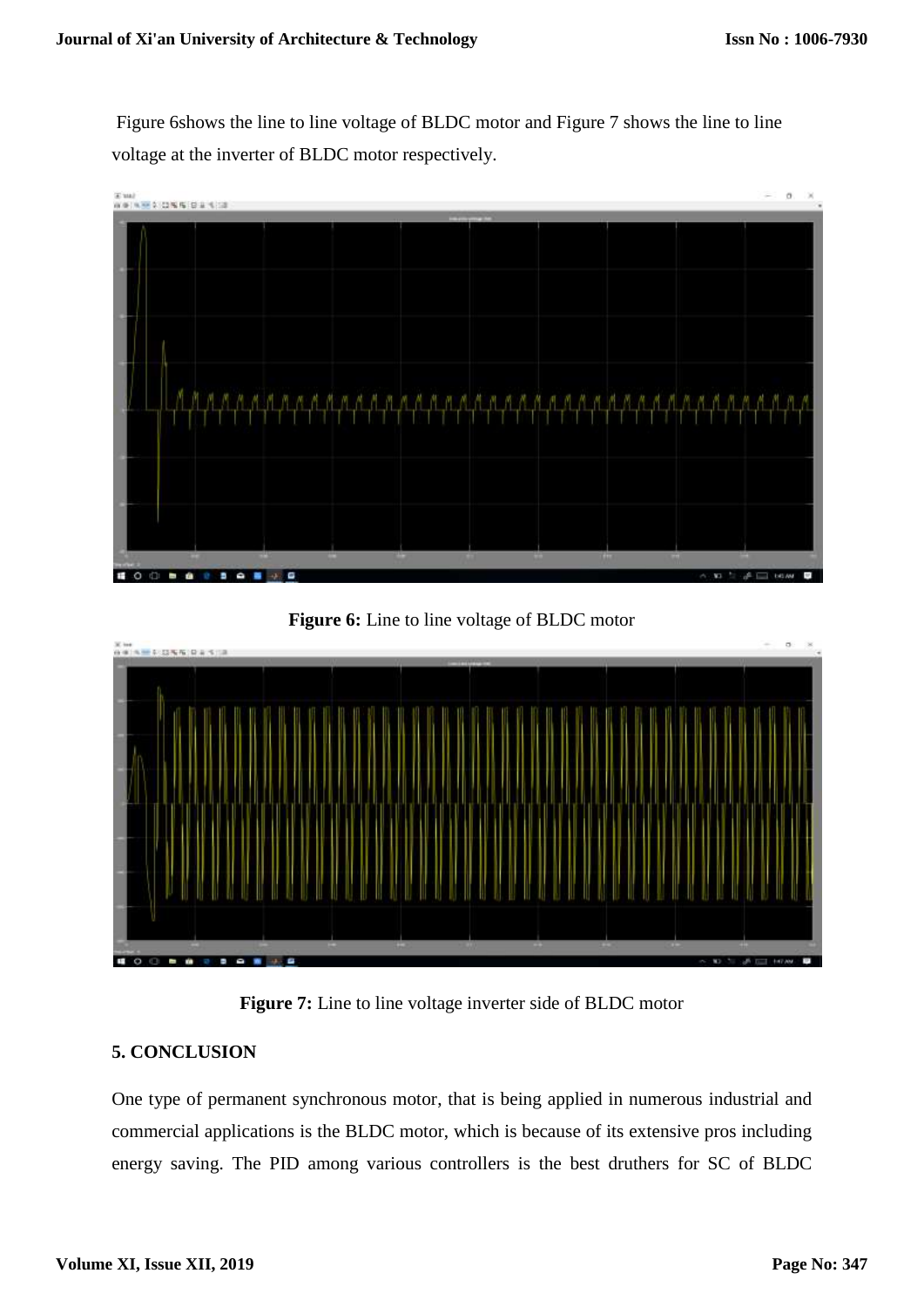Figure 6shows the line to line voltage of BLDC motor and Figure 7 shows the line to line voltage at the inverter of BLDC motor respectively.

**Figure 6:** Line to line voltage of BLDC motor

**Figure 7:** Line to line voltage inverter side of BLDC motor

## 5. CONCLUSION

One type of permanent synchronous motor, that is being applied in numerous industrial and commercial applications is the BLDC motor, which is because of its extensive pros including energy saving. The PID among various controllers is the best druthers for SC of BLDC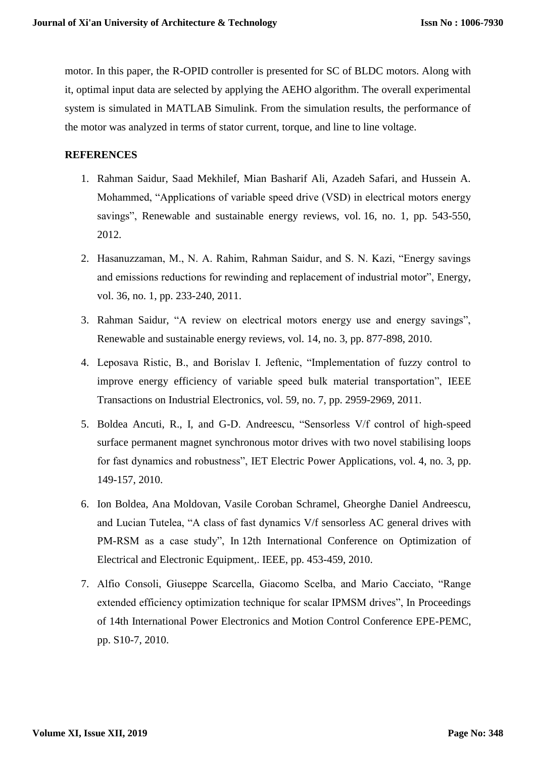motor. In this paper, the R-OPID controller is presented for SC of BLDC motors. Along with it, optimal input data are selected by applying the AEHO algorithm. The overall experimental system is simulated in MATLAB Simulink. From the simulation results, the performance of the motor was analyzed in terms of stator current, torque, and line to line voltage.

## REFERENCES

1. Rahman Saidur, Saad Mekhilef, Mian Basharif Ali, Azadeh Safari, and Hussein A. Mohammed, "Applications of variable speed drive (VSD) in electrical motors energy savings", Renewable and sustainable energy reviews, vol. 16, no. 1, pp. 543-550, 2012.
2. Hasanuzzaman, M., N. A. Rahim, Rahman Saidur, and S. N. Kazi, "Energy savings and emissions reductions for rewinding and replacement of industrial motor", Energy, vol. 36, no. 1, pp. 233-240, 2011.
3. Rahman Saidur, "A review on electrical motors energy use and energy savings", Renewable and sustainable energy reviews, vol. 14, no. 3, pp. 877-898, 2010.
4. Leposava Ristic, B., and Borislav I. Jeftenic, "Implementation of fuzzy control to improve energy efficiency of variable speed bulk material transportation", IEEE Transactions on Industrial Electronics, vol. 59, no. 7, pp. 2959-2969, 2011.
5. Boldea Ancuti, R., I, and G-D. Andreescu, "Sensorless V/f control of high-speed surface permanent magnet synchronous motor drives with two novel stabilising loops for fast dynamics and robustness", IET Electric Power Applications, vol. 4, no. 3, pp. 149-157, 2010.
6. Ion Boldea, Ana Moldovan, Vasile Coroban Schramel, Gheorghe Daniel Andreescu, and Lucian Tutelea, "A class of fast dynamics V/f sensorless AC general drives with PM-RSM as a case study", In 12th International Conference on Optimization of Electrical and Electronic Equipment,. IEEE, pp. 453-459, 2010.
7. Alfio Consoli, Giuseppe Scarcella, Giacomo Scelba, and Mario Cacciato, "Range extended efficiency optimization technique for scalar IPMSM drives", In Proceedings of 14th International Power Electronics and Motion Control Conference EPE-PEMC, pp. S10-7, 2010.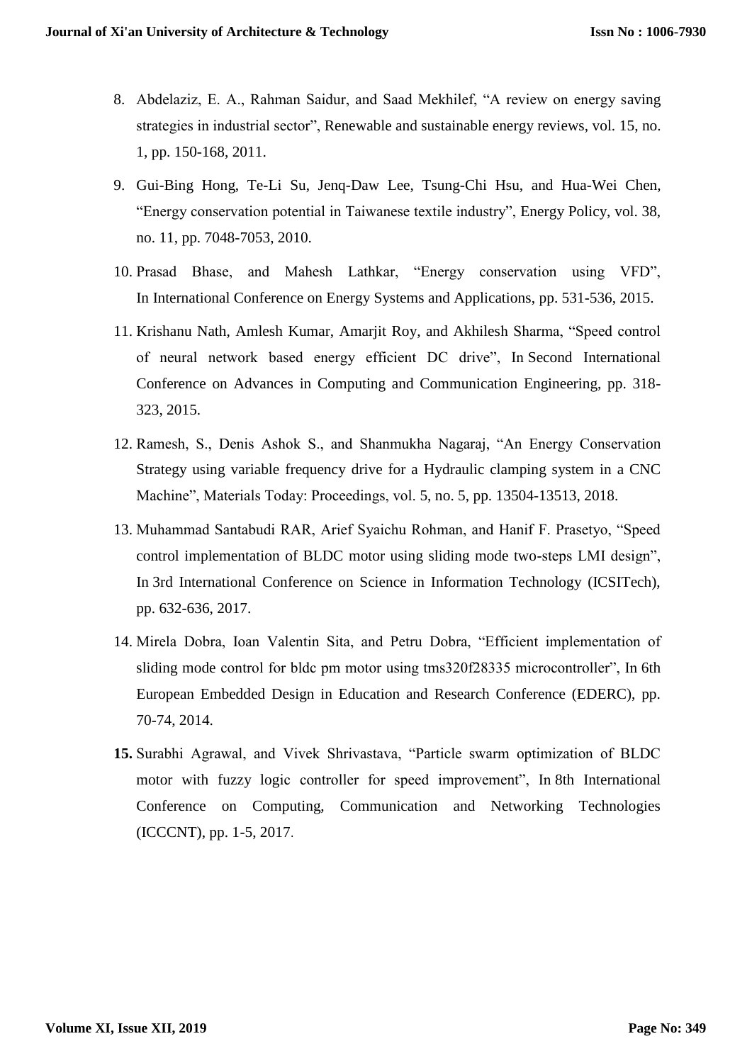8. Abdelaziz, E. A., Rahman Saidur, and Saad Mekhilef, "A review on energy saving strategies in industrial sector", Renewable and sustainable energy reviews, vol. 15, no. 1, pp. 150-168, 2011.
9. Gui-Bing Hong, Te-Li Su, Jenq-Daw Lee, Tsung-Chi Hsu, and Hua-Wei Chen, "Energy conservation potential in Taiwanese textile industry", Energy Policy, vol. 38, no. 11, pp. 7048-7053, 2010.
10. Prasad Bhase, and Mahesh Lathkar, "Energy conservation using VFD", In International Conference on Energy Systems and Applications, pp. 531-536, 2015.
11. Krishanu Nath, Amlesh Kumar, Amarjit Roy, and Akhilesh Sharma, "Speed control of neural network based energy efficient DC drive", In Second International Conference on Advances in Computing and Communication Engineering, pp. 318-323, 2015.
12. Ramesh, S., Denis Ashok S., and Shanmukha Nagaraj, "An Energy Conservation Strategy using variable frequency drive for a Hydraulic clamping system in a CNC Machine", Materials Today: Proceedings, vol. 5, no. 5, pp. 13504-13513, 2018.
13. Muhammad Santabudi RAR, Arief Syaichu Rohman, and Hanif F. Prasetyo, "Speed control implementation of BLDC motor using sliding mode two-steps LMI design", In 3rd International Conference on Science in Information Technology (ICSITech), pp. 632-636, 2017.
14. Mirela Dobra, Ioan Valentin Sita, and Petru Dobra, "Efficient implementation of sliding mode control for bldc pm motor using tms320f28335 microcontroller", In 6th European Embedded Design in Education and Research Conference (EDERC), pp. 70-74, 2014.
15. Surabhi Agrawal, and Vivek Shrivastava, "Particle swarm optimization of BLDC motor with fuzzy logic controller for speed improvement", In 8th International Conference on Computing, Communication and Networking Technologies (ICCCNT), pp. 1-5, 2017.